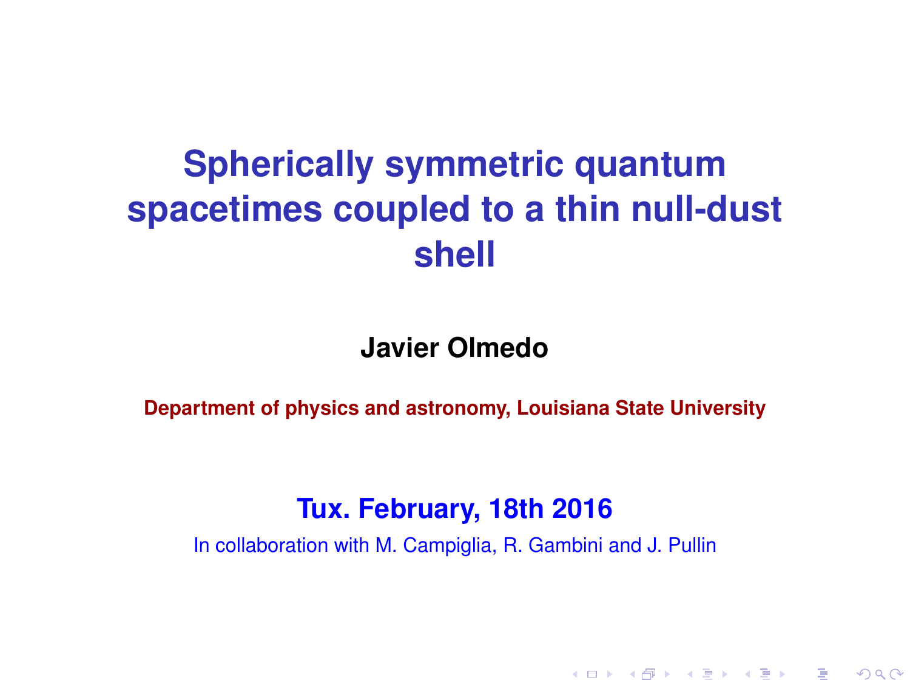# Spherically symmetric quantum spacetimes coupled to a thin null-dust shell

**Javier Olmedo**

**Department of physics and astronomy, Louisiana State University**

**Tux. February, 18th 2016**

In collaboration with M. Campiglia, R. Gambini and J. Pullin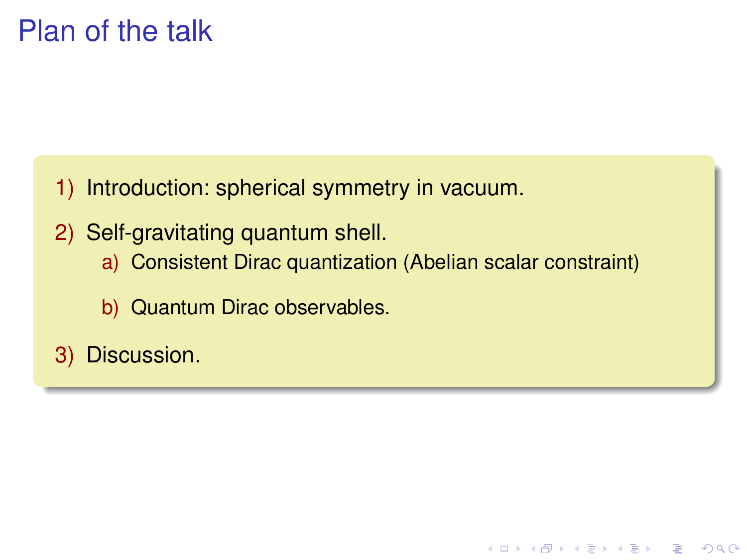# Plan of the talk

1) Introduction: spherical symmetry in vacuum.
2) Self-gravitating quantum shell.
   a) Consistent Dirac quantization (Abelian scalar constraint)
   b) Quantum Dirac observables.
3) Discussion.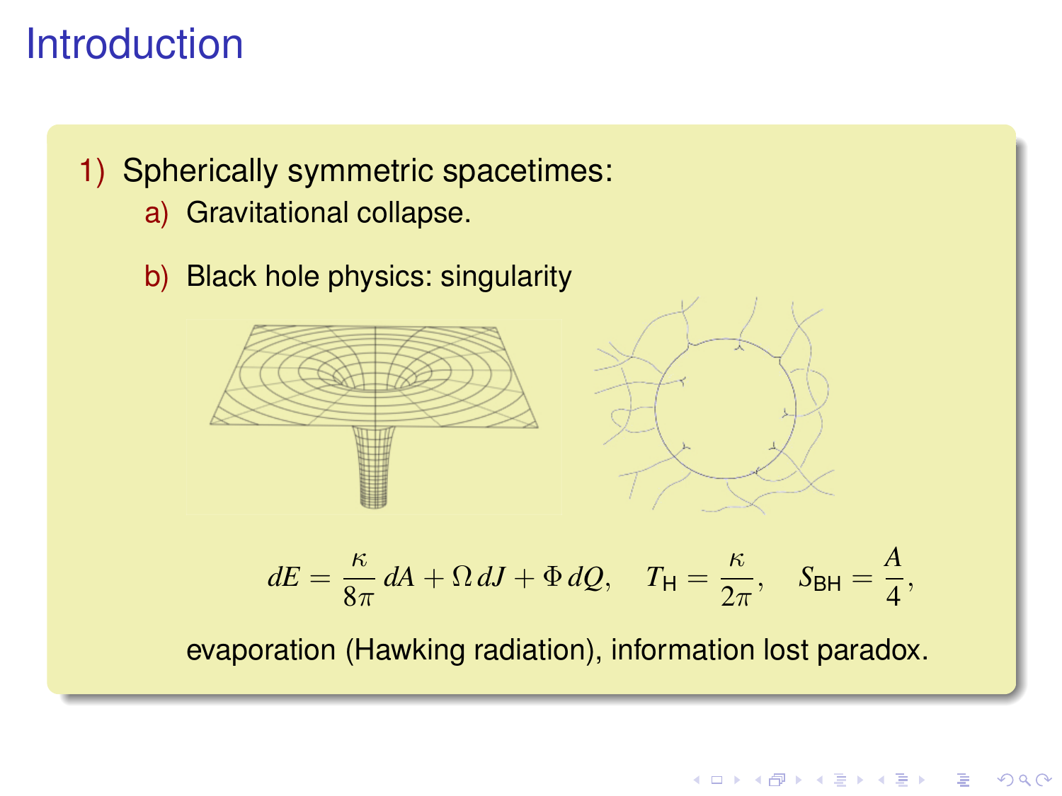# Introduction

1) Spherically symmetric spacetimes:
   a) Gravitational collapse.

   b) Black hole physics: singularity

$$dE = \frac{\kappa}{8\pi}\, dA + \Omega\, dJ + \Phi\, dQ, \quad T_{\mathrm{H}} = \frac{\kappa}{2\pi}, \quad S_{\mathrm{BH}} = \frac{A}{4},$$

evaporation (Hawking radiation), information lost paradox.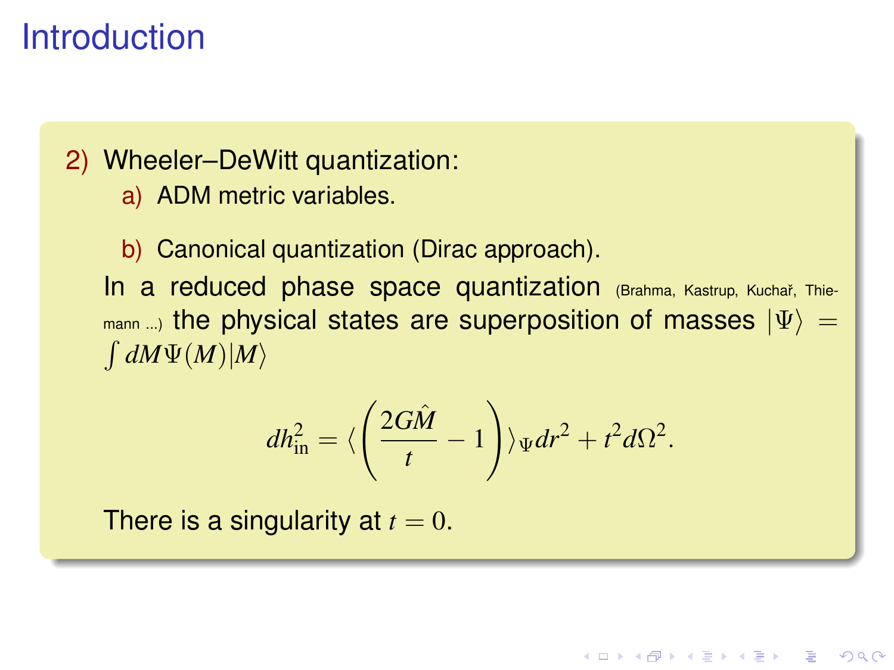# Introduction

2) Wheeler–DeWitt quantization:
   a) ADM metric variables.

   b) Canonical quantization (Dirac approach).

   In a reduced phase space quantization (Brahma, Kastrup, Kuchař, Thiemann ...) the physical states are superposition of masses $|\Psi\rangle = \int dM \Psi(M)|M\rangle$

$$dh_{\text{in}}^2 = \langle \left( \frac{2G\hat{M}}{t} - 1 \right) \rangle_\Psi dr^2 + t^2 d\Omega^2.$$

   There is a singularity at $t = 0$.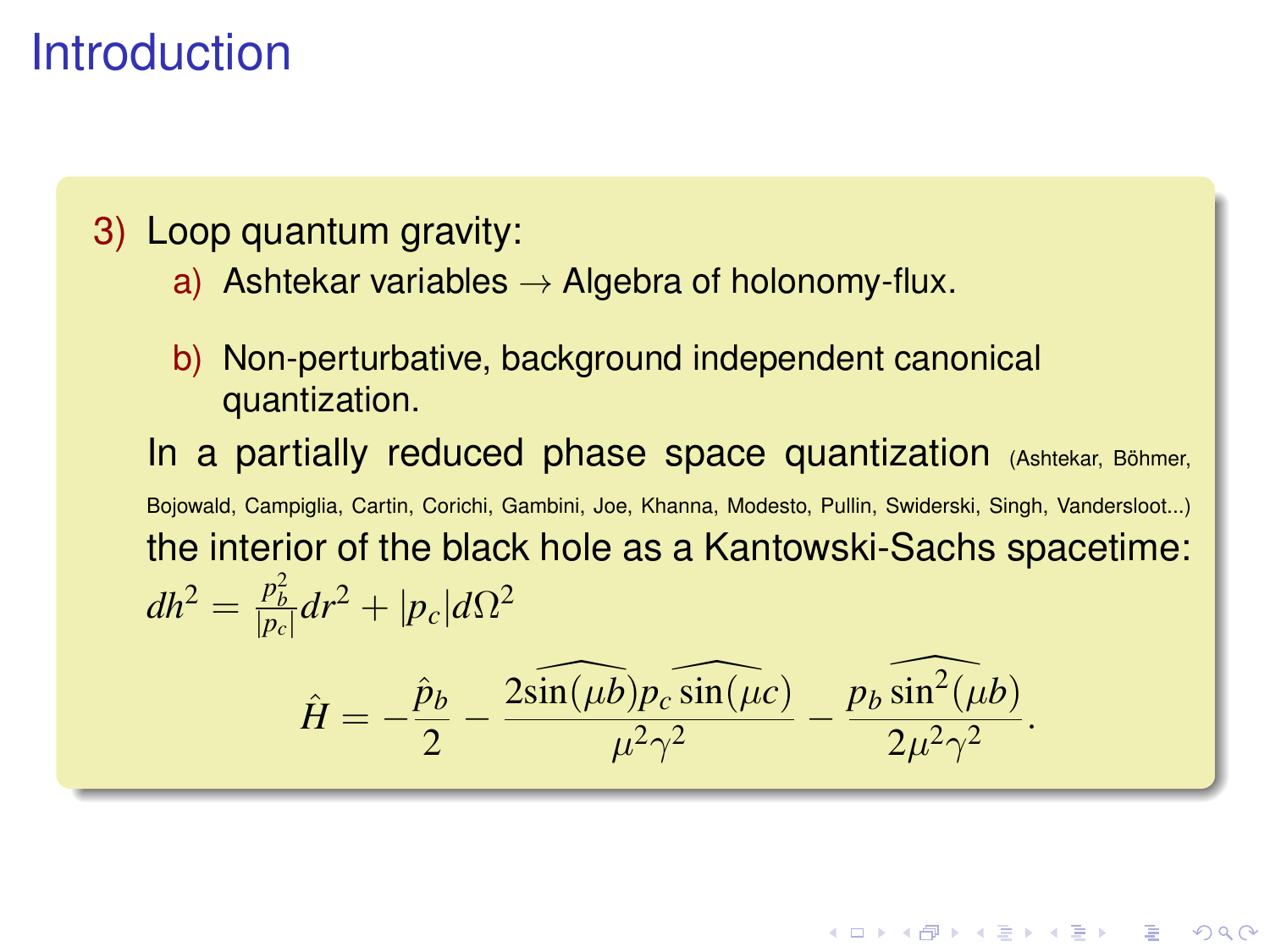# Introduction

3) Loop quantum gravity:

   a) Ashtekar variables $\rightarrow$ Algebra of holonomy-flux.

   b) Non-perturbative, background independent canonical quantization.

In a partially reduced phase space quantization (Ashtekar, Böhmer, Bojowald, Campiglia, Cartin, Corichi, Gambini, Joe, Khanna, Modesto, Pullin, Swiderski, Singh, Vandersloot...) the interior of the black hole as a Kantowski-Sachs spacetime:

$dh^2 = \frac{p_b^2}{|p_c|}dr^2 + |p_c|d\Omega^2$

$$\hat{H} = -\frac{\hat{p}_b}{2} - \frac{2\widehat{\sin(\mu b)}p_c\widehat{\sin(\mu c)}}{\mu^2\gamma^2} - \frac{p_b\widehat{\sin^2(\mu b)}}{2\mu^2\gamma^2}.$$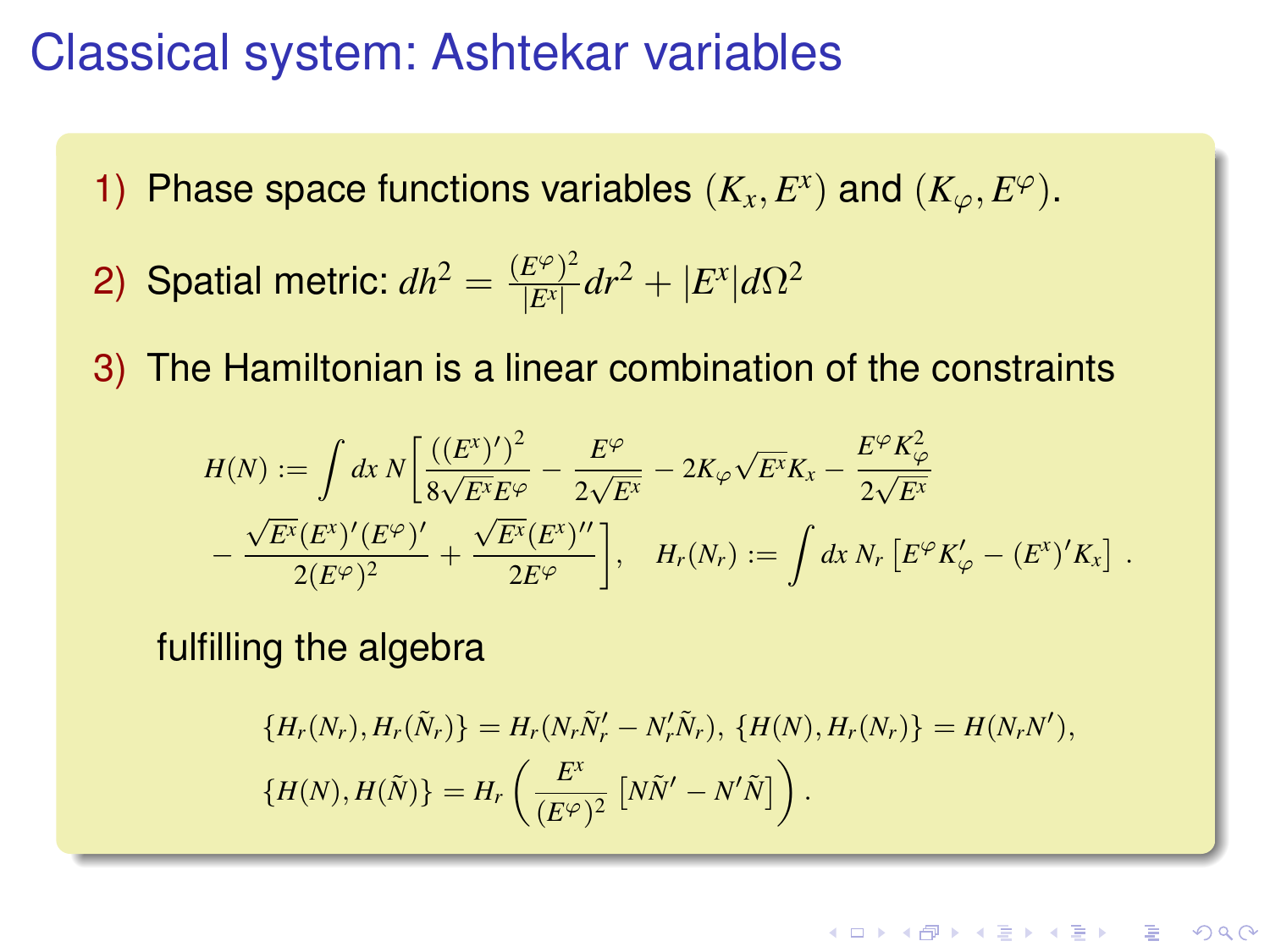# Classical system: Ashtekar variables

1) Phase space functions variables $(K_x, E^x)$ and $(K_\varphi, E^\varphi)$.

2) Spatial metric: $dh^2 = \frac{(E^\varphi)^2}{|E^x|} dr^2 + |E^x| d\Omega^2$

3) The Hamiltonian is a linear combination of the constraints

$$
H(N) := \int dx\, N \Bigg[ \frac{((E^x)')^2}{8\sqrt{E^x} E^\varphi} - \frac{E^\varphi}{2\sqrt{E^x}} - 2K_\varphi \sqrt{E^x} K_x - \frac{E^\varphi K_\varphi^2}{2\sqrt{E^x}} - \frac{\sqrt{E^x}(E^x)'(E^\varphi)'}{2(E^\varphi)^2} + \frac{\sqrt{E^x}(E^x)''}{2E^\varphi} \Bigg], \quad H_r(N_r) := \int dx\, N_r \left[ E^\varphi K_\varphi' - (E^x)' K_x \right] .
$$

fulfilling the algebra

$$
\{H_r(N_r), H_r(\tilde{N}_r)\} = H_r(N_r \tilde{N}_r' - N_r' \tilde{N}_r), \; \{H(N), H_r(N_r)\} = H(N_r N'),
$$

$$
\{H(N), H(\tilde{N})\} = H_r\left( \frac{E^x}{(E^\varphi)^2} \left[ N\tilde{N}' - N'\tilde{N} \right] \right).
$$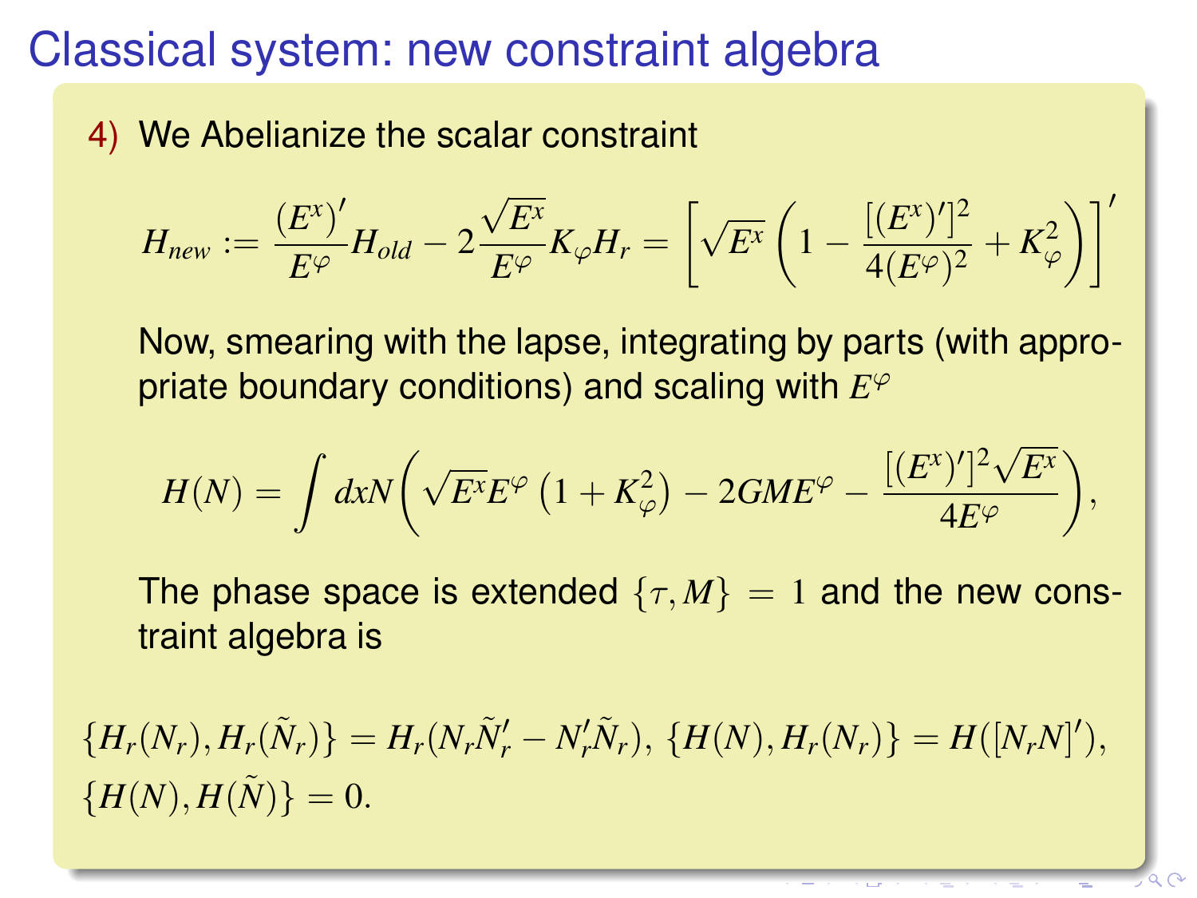# Classical system: new constraint algebra

4) We Abelianize the scalar constraint

$$H_{new} := \frac{(E^x)'}{E^\varphi} H_{old} - 2\frac{\sqrt{E^x}}{E^\varphi} K_\varphi H_r = \left[\sqrt{E^x}\left(1 - \frac{[(E^x)']^2}{4(E^\varphi)^2} + K_\varphi^2\right)\right]'$$

Now, smearing with the lapse, integrating by parts (with appropriate boundary conditions) and scaling with $E^\varphi$

$$H(N) = \int dx N\left(\sqrt{E^x} E^\varphi \left(1 + K_\varphi^2\right) - 2GME^\varphi - \frac{[(E^x)']^2 \sqrt{E^x}}{4E^\varphi}\right),$$

The phase space is extended $\{\tau, M\} = 1$ and the new constraint algebra is

$$\{H_r(N_r), H_r(\tilde{N}_r)\} = H_r(N_r\tilde{N}_r' - N_r'\tilde{N}_r),\ \{H(N), H_r(N_r)\} = H([N_r N]'),$$
$$\{H(N), H(\tilde{N})\} = 0.$$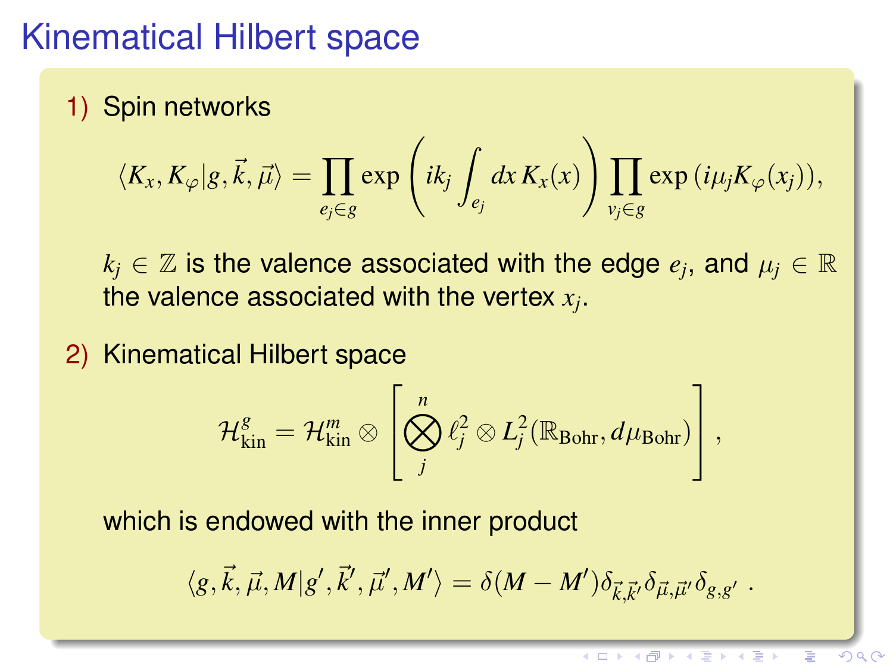# Kinematical Hilbert space

1) Spin networks

$$\langle K_x, K_\varphi | g, \vec{k}, \vec{\mu} \rangle = \prod_{e_j \in g} \exp\left( i k_j \int_{e_j} dx\, K_x(x) \right) \prod_{v_j \in g} \exp\left( i \mu_j K_\varphi(x_j) \right),$$

$k_j \in \mathbb{Z}$ is the valence associated with the edge $e_j$, and $\mu_j \in \mathbb{R}$ the valence associated with the vertex $x_j$.

2) Kinematical Hilbert space

$$\mathcal{H}^g_{\text{kin}} = \mathcal{H}^m_{\text{kin}} \otimes \left[ \bigotimes_j^n \ell^2_j \otimes L^2_j(\mathbb{R}_{\text{Bohr}}, d\mu_{\text{Bohr}}) \right],$$

which is endowed with the inner product

$$\langle g, \vec{k}, \vec{\mu}, M | g', \vec{k}', \vec{\mu}', M' \rangle = \delta(M - M') \delta_{\vec{k}, \vec{k}'} \delta_{\vec{\mu}, \vec{\mu}'} \delta_{g, g'} \ .$$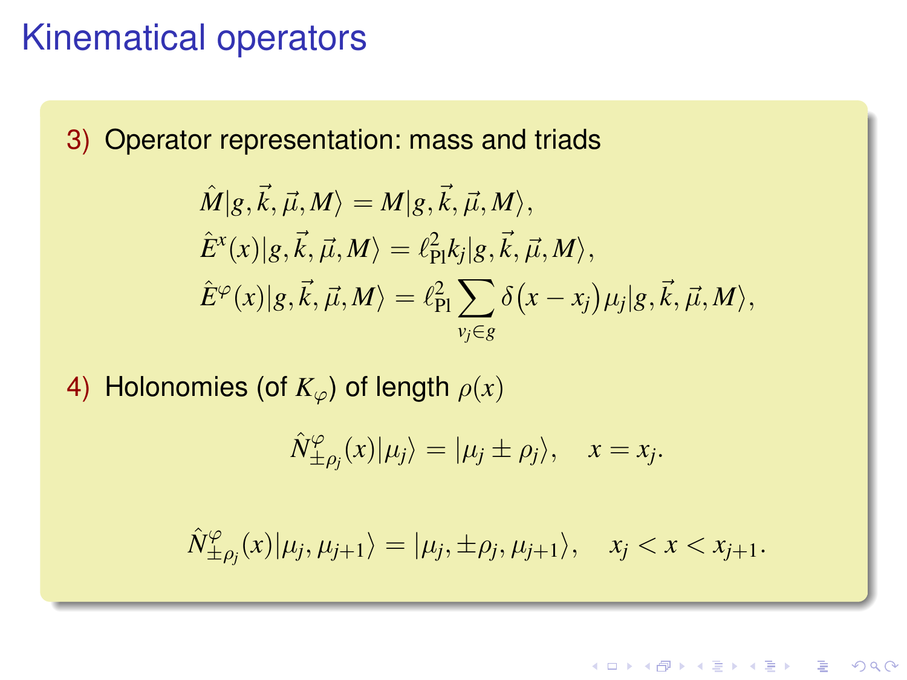# Kinematical operators

3) Operator representation: mass and triads

$$
\begin{aligned}
\hat{M}|g,\vec{k},\vec{\mu},M\rangle &= M|g,\vec{k},\vec{\mu},M\rangle, \\
\hat{E}^{x}(x)|g,\vec{k},\vec{\mu},M\rangle &= \ell_{\rm Pl}^{2} k_j|g,\vec{k},\vec{\mu},M\rangle, \\
\hat{E}^{\varphi}(x)|g,\vec{k},\vec{\mu},M\rangle &= \ell_{\rm Pl}^{2}\sum_{v_j\in g}\delta\big(x-x_j\big)\mu_j|g,\vec{k},\vec{\mu},M\rangle,
\end{aligned}
$$

4) Holonomies (of $K_\varphi$) of length $\rho(x)$

$$
\hat{N}^{\varphi}_{\pm\rho_j}(x)|\mu_j\rangle = |\mu_j \pm \rho_j\rangle, \quad x = x_j.
$$

$$
\hat{N}^{\varphi}_{\pm\rho_j}(x)|\mu_j,\mu_{j+1}\rangle = |\mu_j, \pm\rho_j, \mu_{j+1}\rangle, \quad x_j < x < x_{j+1}.
$$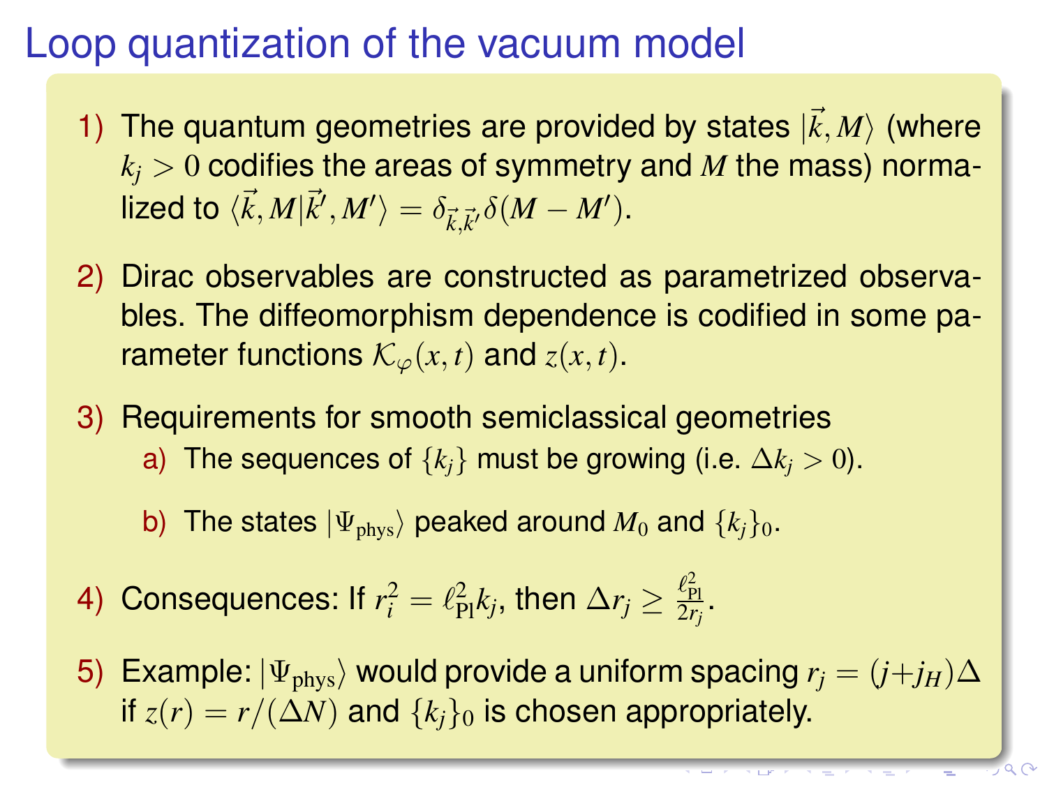# Loop quantization of the vacuum model

1) The quantum geometries are provided by states $|\vec{k}, M\rangle$ (where $k_j > 0$ codifies the areas of symmetry and $M$ the mass) normalized to $\langle \vec{k}, M|\vec{k}', M'\rangle = \delta_{\vec{k},\vec{k}'}\delta(M - M')$.

2) Dirac observables are constructed as parametrized observables. The diffeomorphism dependence is codified in some parameter functions $\mathcal{K}_{\varphi}(x,t)$ and $z(x,t)$.

3) Requirements for smooth semiclassical geometries
   a) The sequences of $\{k_j\}$ must be growing (i.e. $\Delta k_j > 0$).
   b) The states $|\Psi_{\text{phys}}\rangle$ peaked around $M_0$ and $\{k_j\}_0$.

4) Consequences: If $r_i^2 = \ell_{\text{Pl}}^2 k_j$, then $\Delta r_j \geq \frac{\ell_{\text{Pl}}^2}{2r_j}$.

5) Example: $|\Psi_{\text{phys}}\rangle$ would provide a uniform spacing $r_j = (j + j_H)\Delta$ if $z(r) = r/(\Delta N)$ and $\{k_j\}_0$ is chosen appropriately.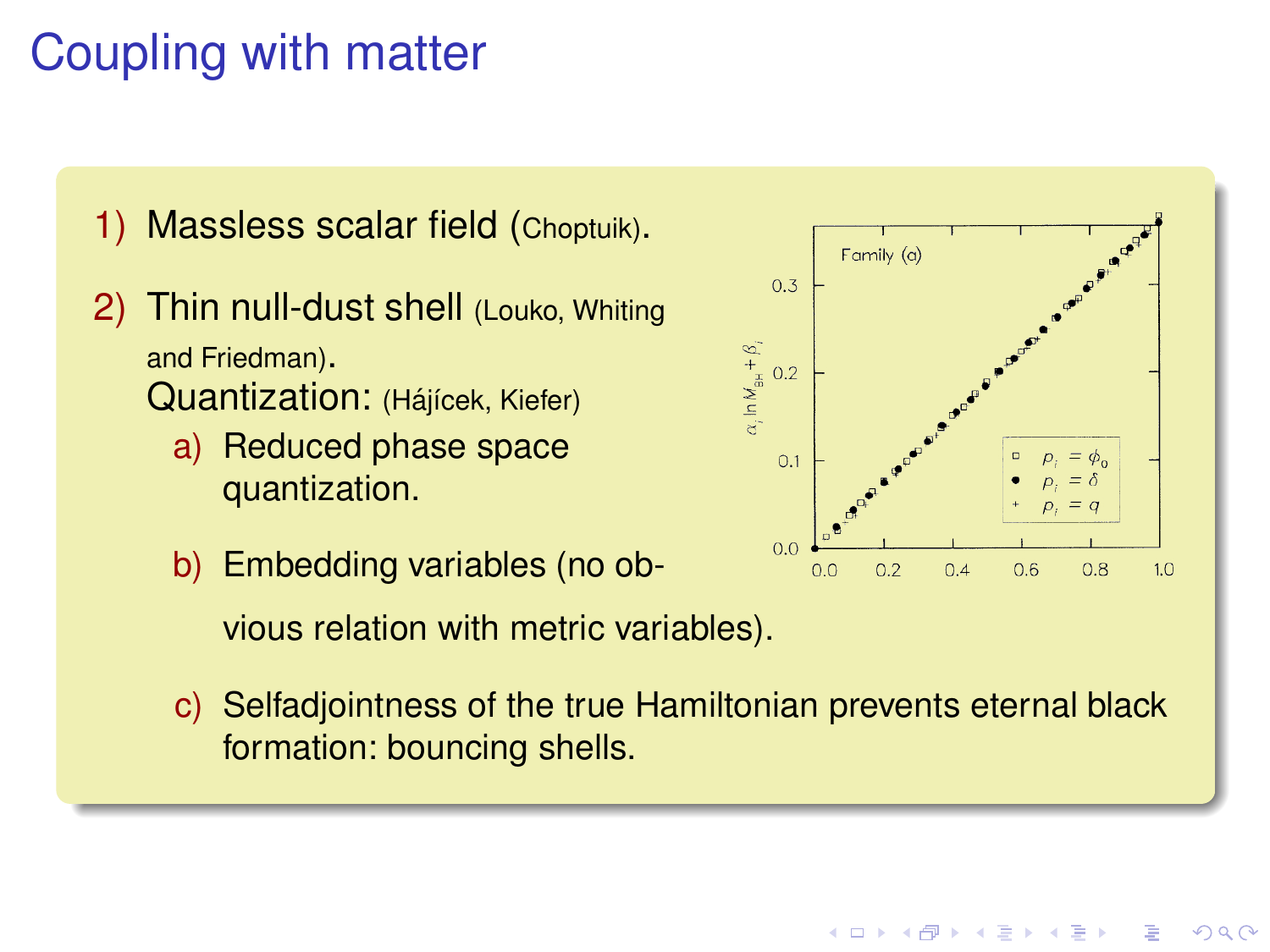# Coupling with matter

1) Massless scalar field (Choptuik).

2) Thin null-dust shell (Louko, Whiting and Friedman).
   Quantization: (Hájícek, Kiefer)
   a) Reduced phase space quantization.
   b) Embedding variables (no obvious relation with metric variables).
   c) Selfadjointness of the true Hamiltonian prevents eternal black formation: bouncing shells.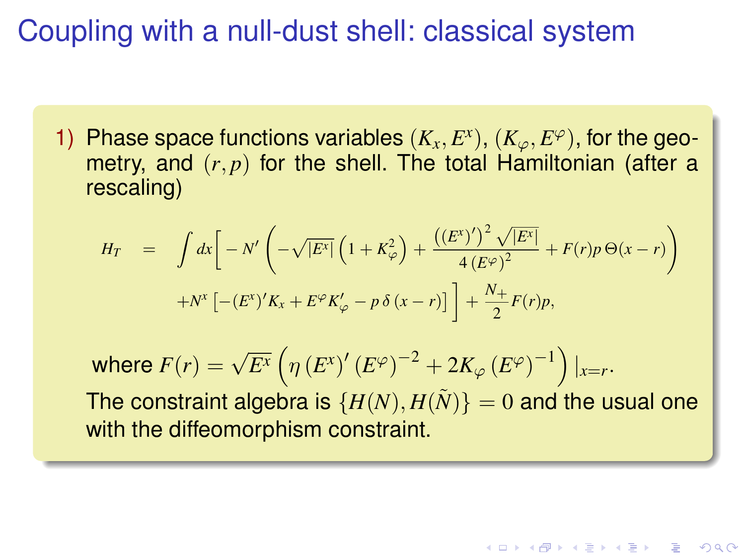# Coupling with a null-dust shell: classical system

1) Phase space functions variables $(K_x, E^x)$, $(K_\varphi, E^\varphi)$, for the geometry, and $(r, p)$ for the shell. The total Hamiltonian (after a rescaling)

$$
\begin{aligned}
H_T \quad = \quad & \int dx \Bigg[ -N' \left( -\sqrt{|E^x|}\left(1+K_\varphi^2\right) + \frac{\left((E^x)'\right)^2 \sqrt{|E^x|}}{4\left(E^\varphi\right)^2} + F(r)p\,\Theta(x-r) \right) \\
& + N^x \left[ -(E^x)' K_x + E^\varphi K_\varphi' - p\,\delta\left(x-r\right) \right] \Bigg] + \frac{N_+}{2} F(r) p,
\end{aligned}
$$

where $F(r) = \sqrt{E^x}\left(\eta\left(E^x\right)'\left(E^\varphi\right)^{-2} + 2K_\varphi\left(E^\varphi\right)^{-1}\right)|_{x=r}$.

The constraint algebra is $\{H(N), H(\tilde{N})\} = 0$ and the usual one with the diffeomorphism constraint.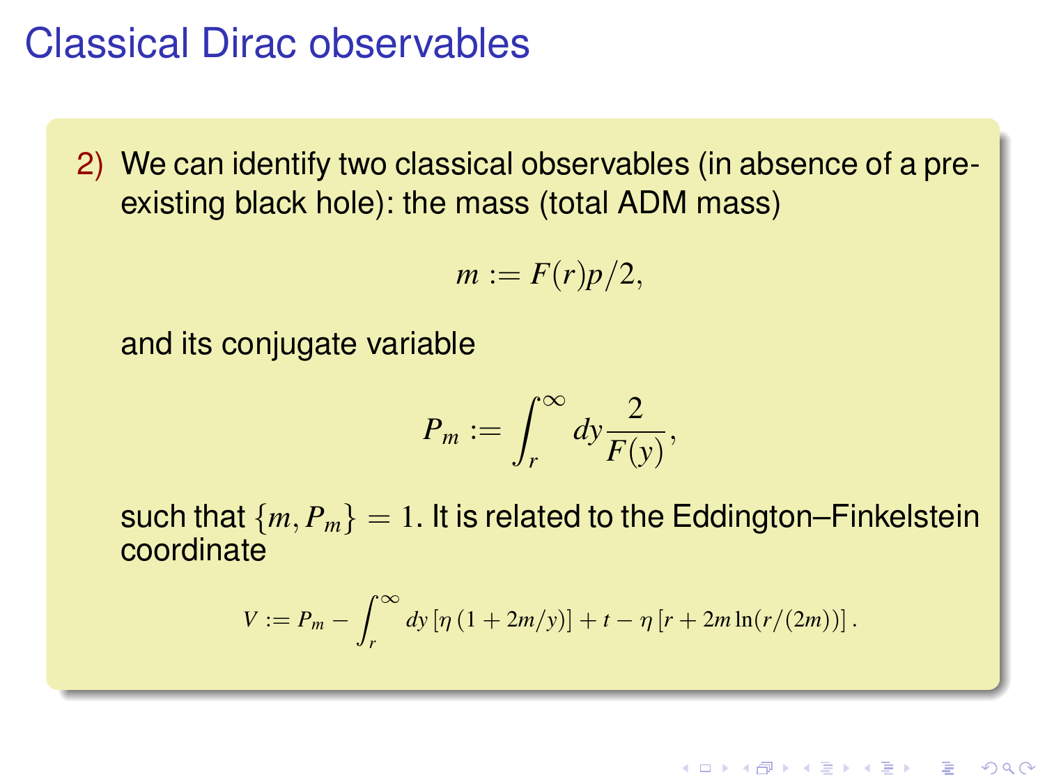# Classical Dirac observables

2) We can identify two classical observables (in absence of a pre-existing black hole): the mass (total ADM mass)

$$m := F(r)p/2,$$

and its conjugate variable

$$P_m := \int_r^\infty dy \frac{2}{F(y)},$$

such that $\{m, P_m\} = 1$. It is related to the Eddington–Finkelstein coordinate

$$V := P_m - \int_r^\infty dy \left[\eta \left(1 + 2m/y\right)\right] + t - \eta \left[r + 2m \ln(r/(2m))\right].$$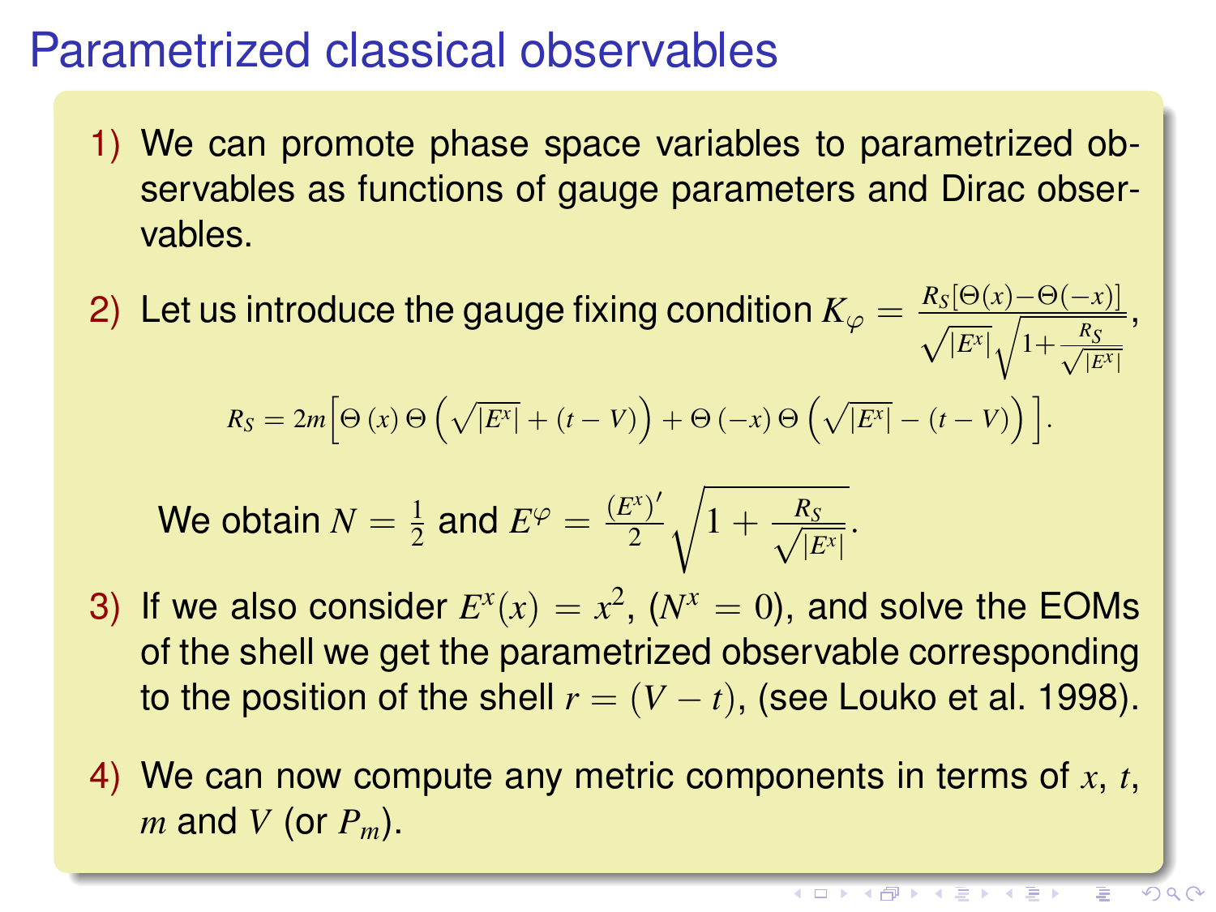# Parametrized classical observables

1) We can promote phase space variables to parametrized observables as functions of gauge parameters and Dirac observables.

2) Let us introduce the gauge fixing condition $K_\varphi = \frac{R_S[\Theta(x)-\Theta(-x)]}{\sqrt{|E^x|}\sqrt{1+\frac{R_S}{\sqrt{|E^x|}}}}$,

$$R_S = 2m\Big[\Theta(x)\,\Theta\Big(\sqrt{|E^x|}+(t-V)\Big)+\Theta(-x)\,\Theta\Big(\sqrt{|E^x|}-(t-V)\Big)\Big].$$

   We obtain $N = \frac{1}{2}$ and $E^\varphi = \frac{(E^x)'}{2}\sqrt{1+\frac{R_S}{\sqrt{|E^x|}}}$.

3) If we also consider $E^x(x) = x^2$, ($N^x = 0$), and solve the EOMs of the shell we get the parametrized observable corresponding to the position of the shell $r = (V-t)$, (see Louko et al. 1998).

4) We can now compute any metric components in terms of $x$, $t$, $m$ and $V$ (or $P_m$).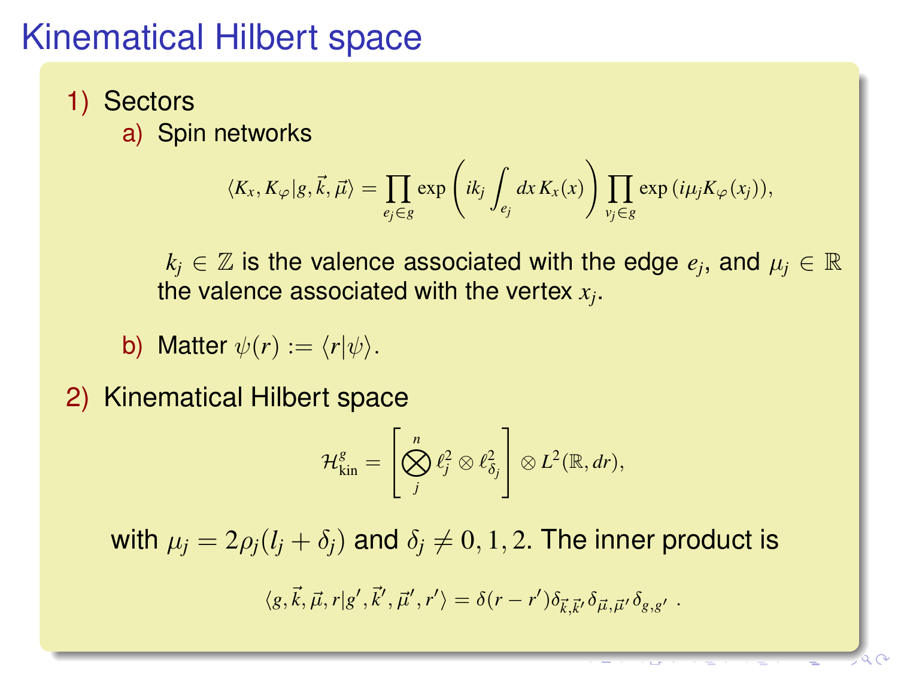# Kinematical Hilbert space

1) Sectors

   a) Spin networks

$$\langle K_x, K_\varphi | g, \vec{k}, \vec{\mu} \rangle = \prod_{e_j \in g} \exp\left( i k_j \int_{e_j} dx\, K_x(x) \right) \prod_{v_j \in g} \exp\left( i \mu_j K_\varphi(x_j) \right),$$

   $k_j \in \mathbb{Z}$ is the valence associated with the edge $e_j$, and $\mu_j \in \mathbb{R}$ the valence associated with the vertex $x_j$.

   b) Matter $\psi(r) := \langle r | \psi \rangle$.

2) Kinematical Hilbert space

$$\mathcal{H}^g_{\text{kin}} = \left[ \bigotimes_j^n \ell^2_j \otimes \ell^2_{\delta_j} \right] \otimes L^2(\mathbb{R}, dr),$$

with $\mu_j = 2\rho_j(l_j + \delta_j)$ and $\delta_j \neq 0, 1, 2$. The inner product is

$$\langle g, \vec{k}, \vec{\mu}, r | g', \vec{k}', \vec{\mu}', r' \rangle = \delta(r - r') \delta_{\vec{k}, \vec{k}'} \delta_{\vec{\mu}, \vec{\mu}'} \delta_{g, g'} \ .$$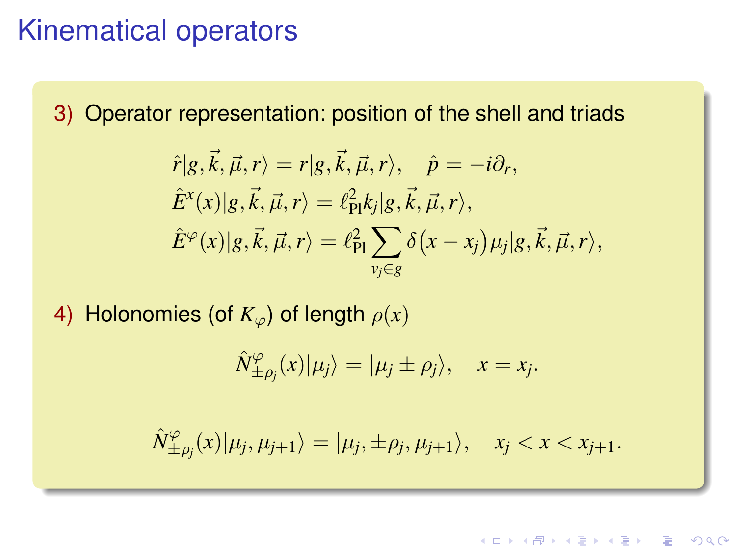# Kinematical operators

3) Operator representation: position of the shell and triads

$$\hat{r}|g,\vec{k},\vec{\mu},r\rangle = r|g,\vec{k},\vec{\mu},r\rangle, \quad \hat{p} = -i\partial_r,$$

$$\hat{E}^x(x)|g,\vec{k},\vec{\mu},r\rangle = \ell_{\rm Pl}^2 k_j|g,\vec{k},\vec{\mu},r\rangle,$$

$$\hat{E}^\varphi(x)|g,\vec{k},\vec{\mu},r\rangle = \ell_{\rm Pl}^2 \sum_{v_j\in g} \delta\big(x - x_j\big)\mu_j|g,\vec{k},\vec{\mu},r\rangle,$$

4) Holonomies (of $K_\varphi$) of length $\rho(x)$

$$\hat{N}^\varphi_{\pm\rho_j}(x)|\mu_j\rangle = |\mu_j \pm \rho_j\rangle, \quad x = x_j.$$

$$\hat{N}^\varphi_{\pm\rho_j}(x)|\mu_j,\mu_{j+1}\rangle = |\mu_j,\pm\rho_j,\mu_{j+1}\rangle, \quad x_j < x < x_{j+1}.$$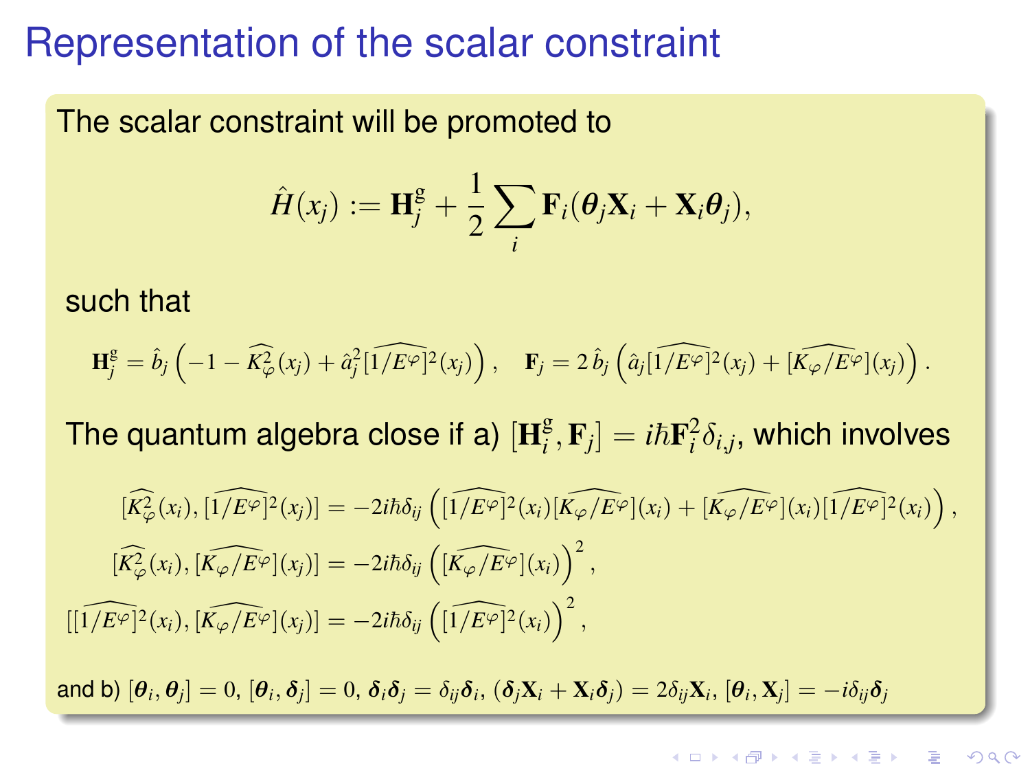# Representation of the scalar constraint

The scalar constraint will be promoted to

$$\hat{H}(x_j) := \mathbf{H}^{\mathrm{g}}_j + \frac{1}{2}\sum_i \mathbf{F}_i(\boldsymbol{\theta}_j\mathbf{X}_i + \mathbf{X}_i\boldsymbol{\theta}_j),$$

such that

$$\mathbf{H}^{\mathrm{g}}_j = \hat{b}_j\left(-1 - \widehat{K^2_\varphi}(x_j) + \hat{a}_j^2\widehat{[1/E^\varphi]^2}(x_j)\right), \quad \mathbf{F}_j = 2\,\hat{b}_j\left(\hat{a}_j\widehat{[1/E^\varphi]^2}(x_j) + \widehat{[K_\varphi/E^\varphi]}(x_j)\right).$$

The quantum algebra close if a) $[\mathbf{H}^{\mathrm{g}}_i, \mathbf{F}_j] = i\hbar\mathbf{F}_i^2\delta_{i,j}$, which involves

$$[\widehat{K^2_\varphi}(x_i), \widehat{[1/E^\varphi]^2}(x_j)] = -2i\hbar\delta_{ij}\left(\widehat{[1/E^\varphi]^2}(x_i)\widehat{[K_\varphi/E^\varphi]}(x_i) + \widehat{[K_\varphi/E^\varphi]}(x_i)\widehat{[1/E^\varphi]^2}(x_i)\right),$$

$$[\widehat{K^2_\varphi}(x_i), \widehat{[K_\varphi/E^\varphi]}(x_j)] = -2i\hbar\delta_{ij}\left(\widehat{[K_\varphi/E^\varphi]}(x_i)\right)^2,$$

$$[\widehat{[1/E^\varphi]^2}(x_i), \widehat{[K_\varphi/E^\varphi]}(x_j)] = -2i\hbar\delta_{ij}\left(\widehat{[1/E^\varphi]^2}(x_i)\right)^2,$$

and b) $[\boldsymbol{\theta}_i, \boldsymbol{\theta}_j] = 0$, $[\boldsymbol{\theta}_i, \boldsymbol{\delta}_j] = 0$, $\boldsymbol{\delta}_i\boldsymbol{\delta}_j = \delta_{ij}\boldsymbol{\delta}_i$, $(\boldsymbol{\delta}_j\mathbf{X}_i + \mathbf{X}_i\boldsymbol{\delta}_j) = 2\delta_{ij}\mathbf{X}_i$, $[\boldsymbol{\theta}_i, \mathbf{X}_j] = -i\delta_{ij}\boldsymbol{\delta}_j$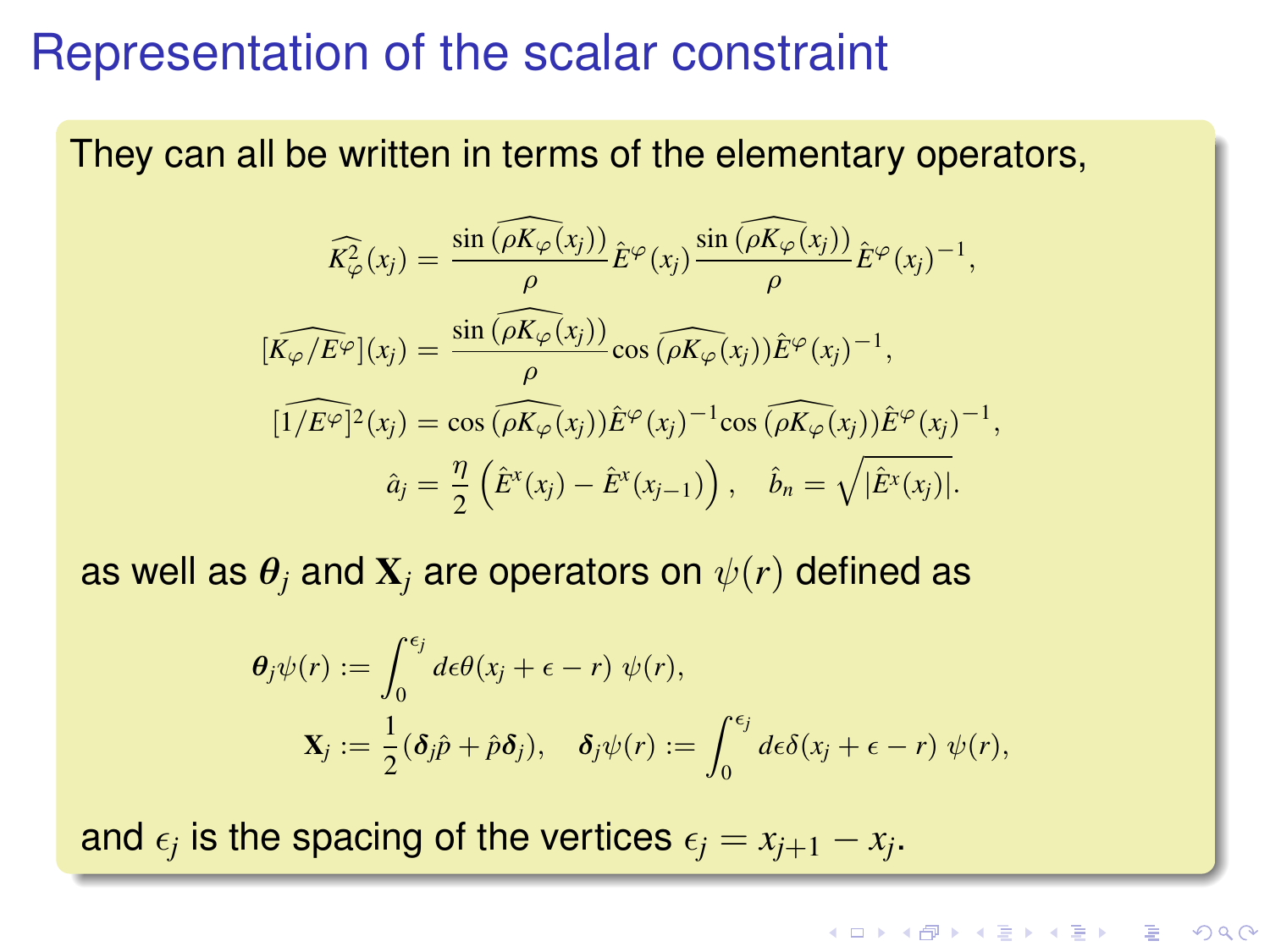# Representation of the scalar constraint

They can all be written in terms of the elementary operators,

$$
\begin{aligned}
\widehat{K_\varphi^2}(x_j) &= \frac{\sin\widehat{(\rho K_\varphi(x_j))}}{\rho}\hat{E}^\varphi(x_j)\frac{\sin\widehat{(\rho K_\varphi(x_j))}}{\rho}\hat{E}^\varphi(x_j)^{-1}, \\
[\widehat{K_\varphi/E^\varphi}](x_j) &= \frac{\sin\widehat{(\rho K_\varphi(x_j))}}{\rho}\cos\widehat{(\rho K_\varphi(x_j))}\hat{E}^\varphi(x_j)^{-1}, \\
[\widehat{1/E^\varphi}]^2(x_j) &= \cos\widehat{(\rho K_\varphi(x_j))}\hat{E}^\varphi(x_j)^{-1}\cos\widehat{(\rho K_\varphi(x_j))}\hat{E}^\varphi(x_j)^{-1}, \\
\hat{a}_j &= \frac{\eta}{2}\left(\hat{E}^x(x_j) - \hat{E}^x(x_{j-1})\right), \quad \hat{b}_n = \sqrt{|\hat{E}^x(x_j)|}.
\end{aligned}
$$

as well as $\boldsymbol{\theta}_j$ and $\mathbf{X}_j$ are operators on $\psi(r)$ defined as

$$
\begin{aligned}
\boldsymbol{\theta}_j\psi(r) &:= \int_0^{\epsilon_j} d\epsilon\theta(x_j+\epsilon-r)\ \psi(r), \\
\mathbf{X}_j &:= \frac{1}{2}(\boldsymbol{\delta}_j\hat{p}+\hat{p}\boldsymbol{\delta}_j), \quad \boldsymbol{\delta}_j\psi(r) := \int_0^{\epsilon_j} d\epsilon\delta(x_j+\epsilon-r)\ \psi(r),
\end{aligned}
$$

and $\epsilon_j$ is the spacing of the vertices $\epsilon_j = x_{j+1} - x_j$.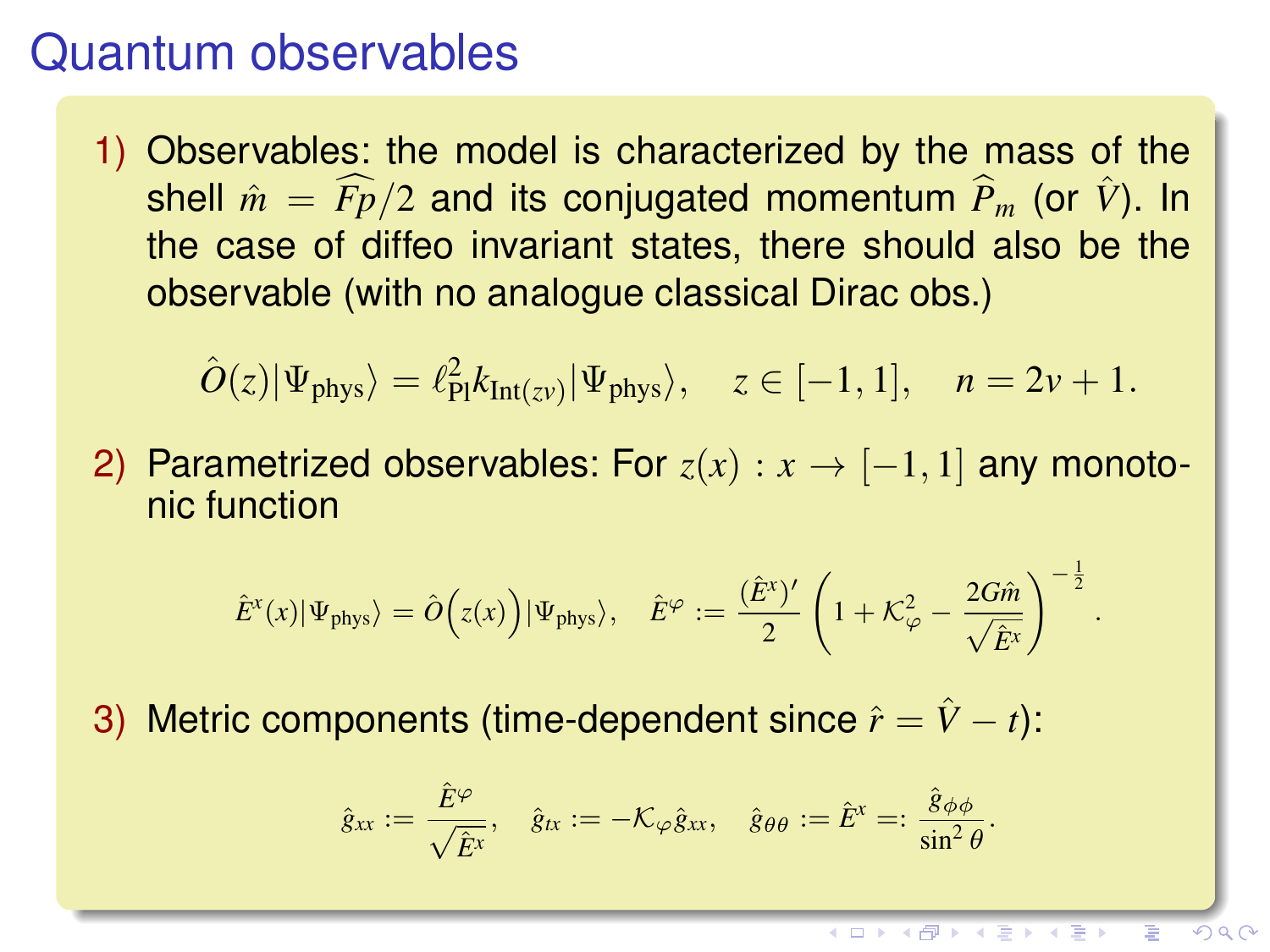# Quantum observables

1) Observables: the model is characterized by the mass of the shell $\hat{m} = \widehat{Fp}/2$ and its conjugated momentum $\widehat{P}_m$ (or $\hat{V}$). In the case of diffeo invariant states, there should also be the observable (with no analogue classical Dirac obs.)

$$\hat{O}(z)|\Psi_{\rm phys}\rangle = \ell_{\rm Pl}^2 k_{{\rm Int}(zv)}|\Psi_{\rm phys}\rangle, \quad z \in [-1,1], \quad n = 2v+1.$$

2) Parametrized observables: For $z(x) : x \to [-1,1]$ any monotonic function

$$\hat{E}^x(x)|\Psi_{\rm phys}\rangle = \hat{O}\Big(z(x)\Big)|\Psi_{\rm phys}\rangle, \quad \hat{E}^\varphi := \frac{(\hat{E}^x)'}{2}\left(1 + \mathcal{K}_\varphi^2 - \frac{2G\hat{m}}{\sqrt{\hat{E}^x}}\right)^{-\frac{1}{2}}.$$

3) Metric components (time-dependent since $\hat{r} = \hat{V} - t$):

$$\hat{g}_{xx} := \frac{\hat{E}^\varphi}{\sqrt{\hat{E}^x}}, \quad \hat{g}_{tx} := -\mathcal{K}_\varphi \hat{g}_{xx}, \quad \hat{g}_{\theta\theta} := \hat{E}^x =: \frac{\hat{g}_{\phi\phi}}{\sin^2\theta}.$$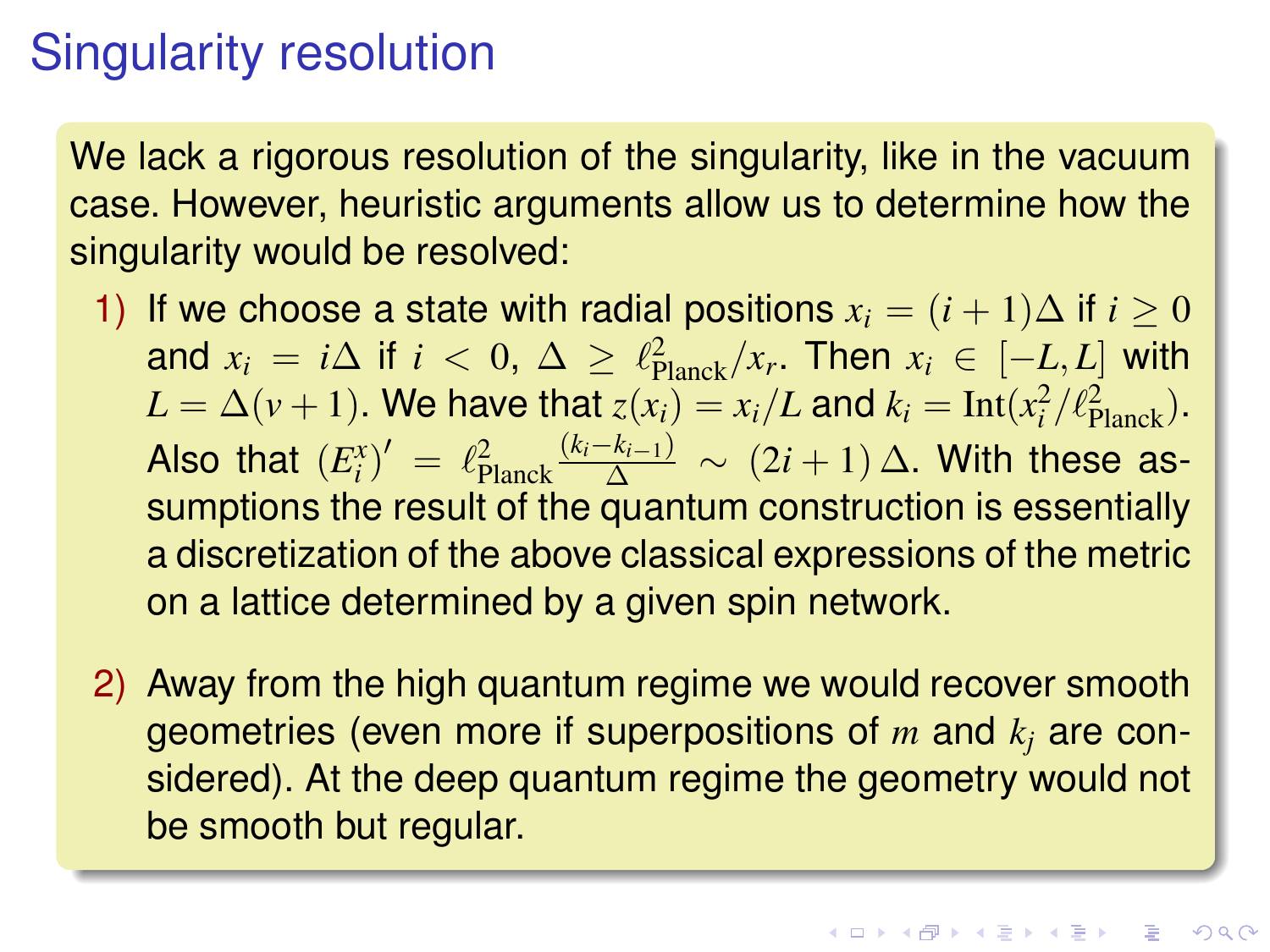# Singularity resolution

We lack a rigorous resolution of the singularity, like in the vacuum case. However, heuristic arguments allow us to determine how the singularity would be resolved:

1) If we choose a state with radial positions $x_i = (i+1)\Delta$ if $i \geq 0$ and $x_i = i\Delta$ if $i < 0$, $\Delta \geq \ell^2_{\text{Planck}}/x_r$. Then $x_i \in [-L, L]$ with $L = \Delta(v+1)$. We have that $z(x_i) = x_i/L$ and $k_i = \text{Int}(x_i^2/\ell^2_{\text{Planck}})$. Also that $(E^x_i)' = \ell^2_{\text{Planck}} \frac{(k_i - k_{i-1})}{\Delta} \sim (2i+1)\,\Delta$. With these assumptions the result of the quantum construction is essentially a discretization of the above classical expressions of the metric on a lattice determined by a given spin network.

2) Away from the high quantum regime we would recover smooth geometries (even more if superpositions of $m$ and $k_j$ are considered). At the deep quantum regime the geometry would not be smooth but regular.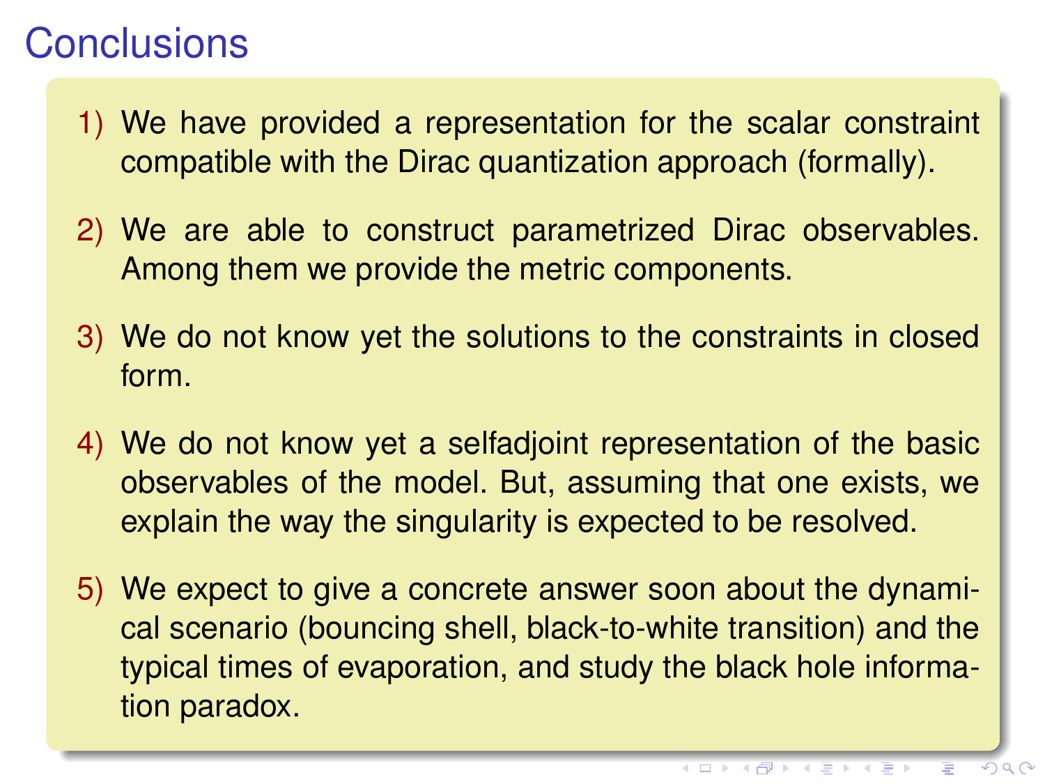# Conclusions

1) We have provided a representation for the scalar constraint compatible with the Dirac quantization approach (formally).

2) We are able to construct parametrized Dirac observables. Among them we provide the metric components.

3) We do not know yet the solutions to the constraints in closed form.

4) We do not know yet a selfadjoint representation of the basic observables of the model. But, assuming that one exists, we explain the way the singularity is expected to be resolved.

5) We expect to give a concrete answer soon about the dynamical scenario (bouncing shell, black-to-white transition) and the typical times of evaporation, and study the black hole information paradox.